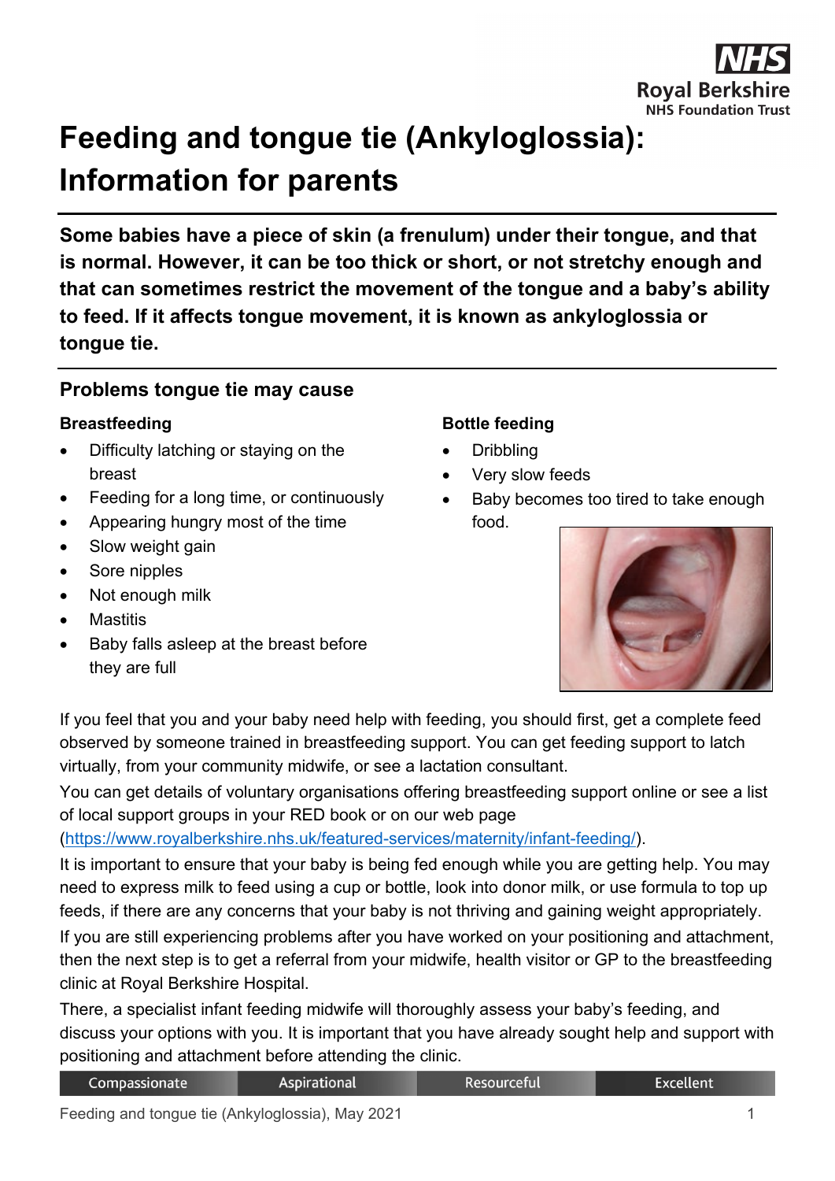# Feeding and tongue tie (Ankyloglossia): Information for parents

**Some babies have a piece of skin (a frenulum) under their tongue, and that is normal. However, it can be too thick or short, or not stretchy enough and that can sometimes restrict the movement of the tongue and a baby's ability to feed. If it affects tongue movement, it is known as ankyloglossia or tongue tie.**

## Problems tongue tie may cause

### Breastfeeding

- Difficulty latching or staying on the breast
- Feeding for a long time, or continuously
- Appearing hungry most of the time
- Slow weight gain
- Sore nipples
- Not enough milk
- Mastitis
- Baby falls asleep at the breast before they are full

### Bottle feeding

- Dribbling
- Very slow feeds
- Baby becomes too tired to take enough food.

If you feel that you and your baby need help with feeding, you should first, get a complete feed observed by someone trained in breastfeeding support. You can get feeding support to latch virtually, from your community midwife, or see a lactation consultant.

You can get details of voluntary organisations offering breastfeeding support online or see a list of local support groups in your RED book or on our web page (https://www.royalberkshire.nhs.uk/featured-services/maternity/infant-feeding/).

It is important to ensure that your baby is being fed enough while you are getting help. You may need to express milk to feed using a cup or bottle, look into donor milk, or use formula to top up feeds, if there are any concerns that your baby is not thriving and gaining weight appropriately.

If you are still experiencing problems after you have worked on your positioning and attachment, then the next step is to get a referral from your midwife, health visitor or GP to the breastfeeding clinic at Royal Berkshire Hospital.

There, a specialist infant feeding midwife will thoroughly assess your baby's feeding, and discuss your options with you. It is important that you have already sought help and support with positioning and attachment before attending the clinic.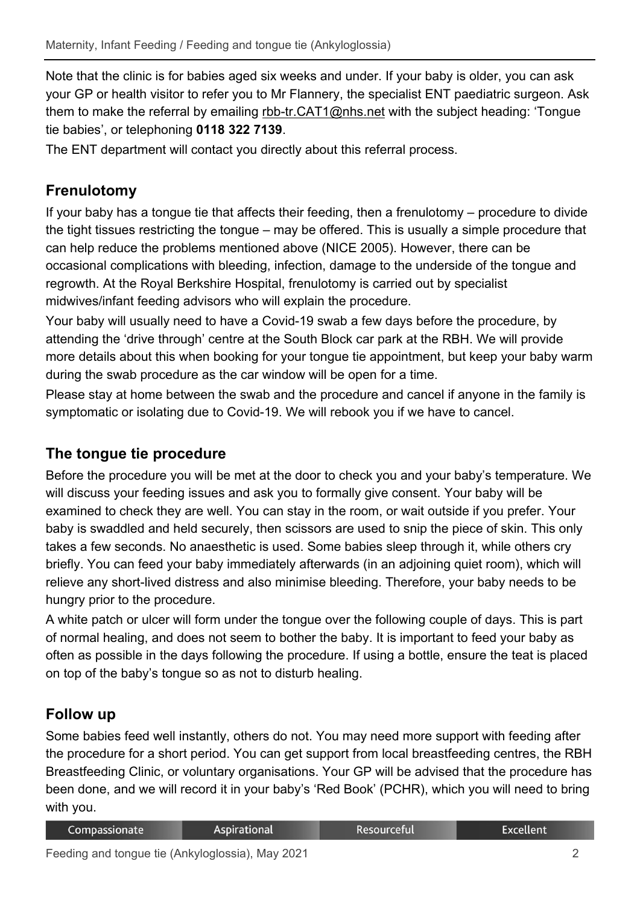Note that the clinic is for babies aged six weeks and under. If your baby is older, you can ask your GP or health visitor to refer you to Mr Flannery, the specialist ENT paediatric surgeon. Ask them to make the referral by emailing rbb-tr.CAT1@nhs.net with the subject heading: 'Tongue tie babies', or telephoning **0118 322 7139**.

The ENT department will contact you directly about this referral process.

## Frenulotomy

If your baby has a tongue tie that affects their feeding, then a frenulotomy – procedure to divide the tight tissues restricting the tongue – may be offered. This is usually a simple procedure that can help reduce the problems mentioned above (NICE 2005). However, there can be occasional complications with bleeding, infection, damage to the underside of the tongue and regrowth. At the Royal Berkshire Hospital, frenulotomy is carried out by specialist midwives/infant feeding advisors who will explain the procedure.

Your baby will usually need to have a Covid-19 swab a few days before the procedure, by attending the 'drive through' centre at the South Block car park at the RBH. We will provide more details about this when booking for your tongue tie appointment, but keep your baby warm during the swab procedure as the car window will be open for a time.

Please stay at home between the swab and the procedure and cancel if anyone in the family is symptomatic or isolating due to Covid-19. We will rebook you if we have to cancel.

## The tongue tie procedure

Before the procedure you will be met at the door to check you and your baby's temperature. We will discuss your feeding issues and ask you to formally give consent. Your baby will be examined to check they are well. You can stay in the room, or wait outside if you prefer. Your baby is swaddled and held securely, then scissors are used to snip the piece of skin. This only takes a few seconds. No anaesthetic is used. Some babies sleep through it, while others cry briefly. You can feed your baby immediately afterwards (in an adjoining quiet room), which will relieve any short-lived distress and also minimise bleeding. Therefore, your baby needs to be hungry prior to the procedure.

A white patch or ulcer will form under the tongue over the following couple of days. This is part of normal healing, and does not seem to bother the baby. It is important to feed your baby as often as possible in the days following the procedure. If using a bottle, ensure the teat is placed on top of the baby's tongue so as not to disturb healing.

## Follow up

Some babies feed well instantly, others do not. You may need more support with feeding after the procedure for a short period. You can get support from local breastfeeding centres, the RBH Breastfeeding Clinic, or voluntary organisations. Your GP will be advised that the procedure has been done, and we will record it in your baby's 'Red Book' (PCHR), which you will need to bring with you.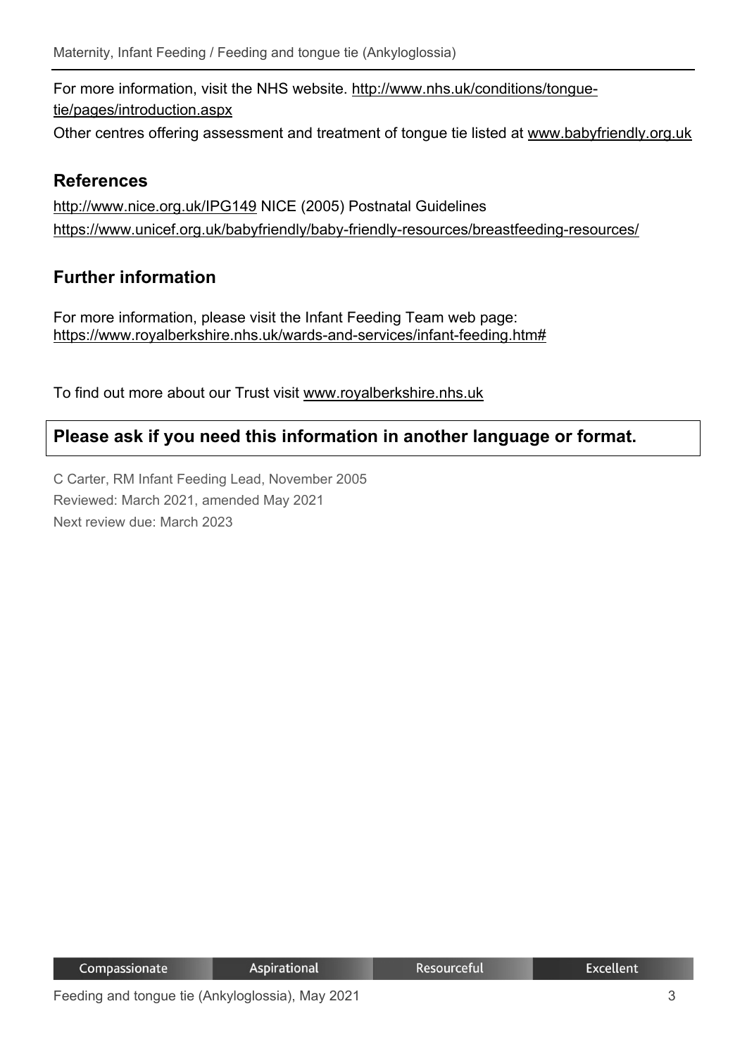For more information, visit the NHS website. http://www.nhs.uk/conditions/tongue-tie/pages/introduction.aspx

Other centres offering assessment and treatment of tongue tie listed at www.babyfriendly.org.uk

## References

http://www.nice.org.uk/IPG149 NICE (2005) Postnatal Guidelines

https://www.unicef.org.uk/babyfriendly/baby-friendly-resources/breastfeeding-resources/

## Further information

For more information, please visit the Infant Feeding Team web page:
https://www.royalberkshire.nhs.uk/wards-and-services/infant-feeding.htm#

To find out more about our Trust visit www.royalberkshire.nhs.uk

**Please ask if you need this information in another language or format.**

C Carter, RM Infant Feeding Lead, November 2005

Reviewed: March 2021, amended May 2021

Next review due: March 2023